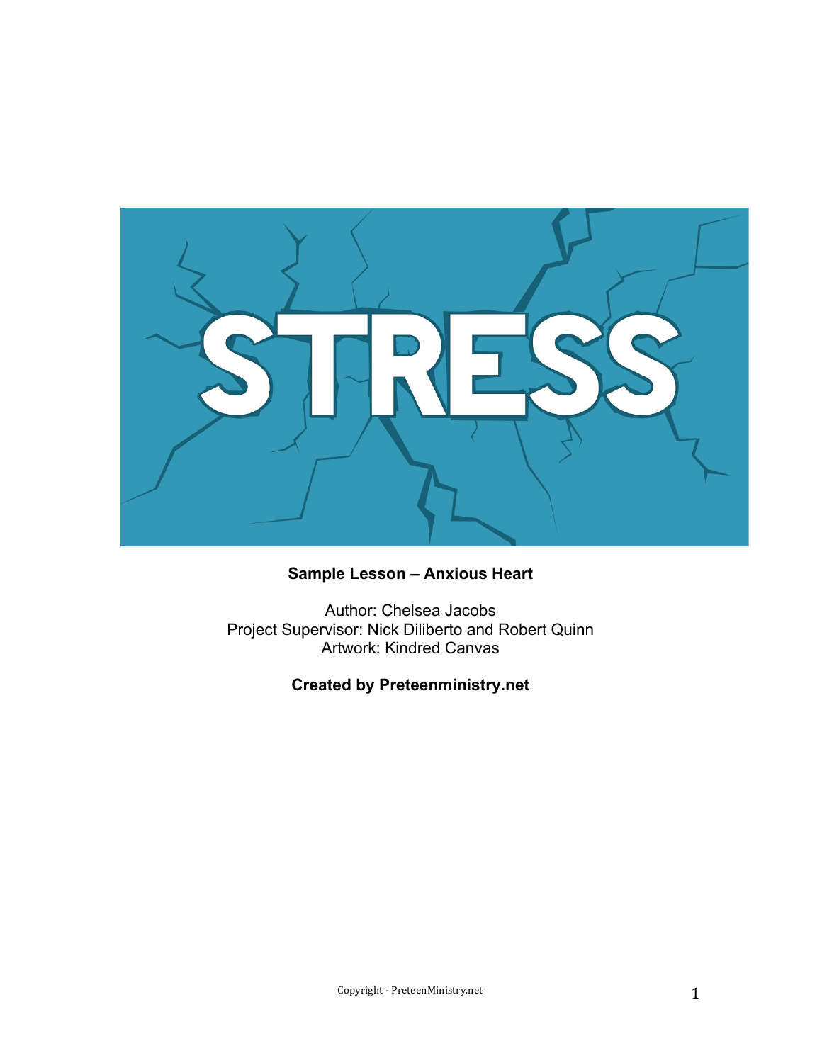# STRESS

**Sample Lesson – Anxious Heart**

Author: Chelsea Jacobs
Project Supervisor: Nick Diliberto and Robert Quinn
Artwork: Kindred Canvas

**Created by Preteenministry.net**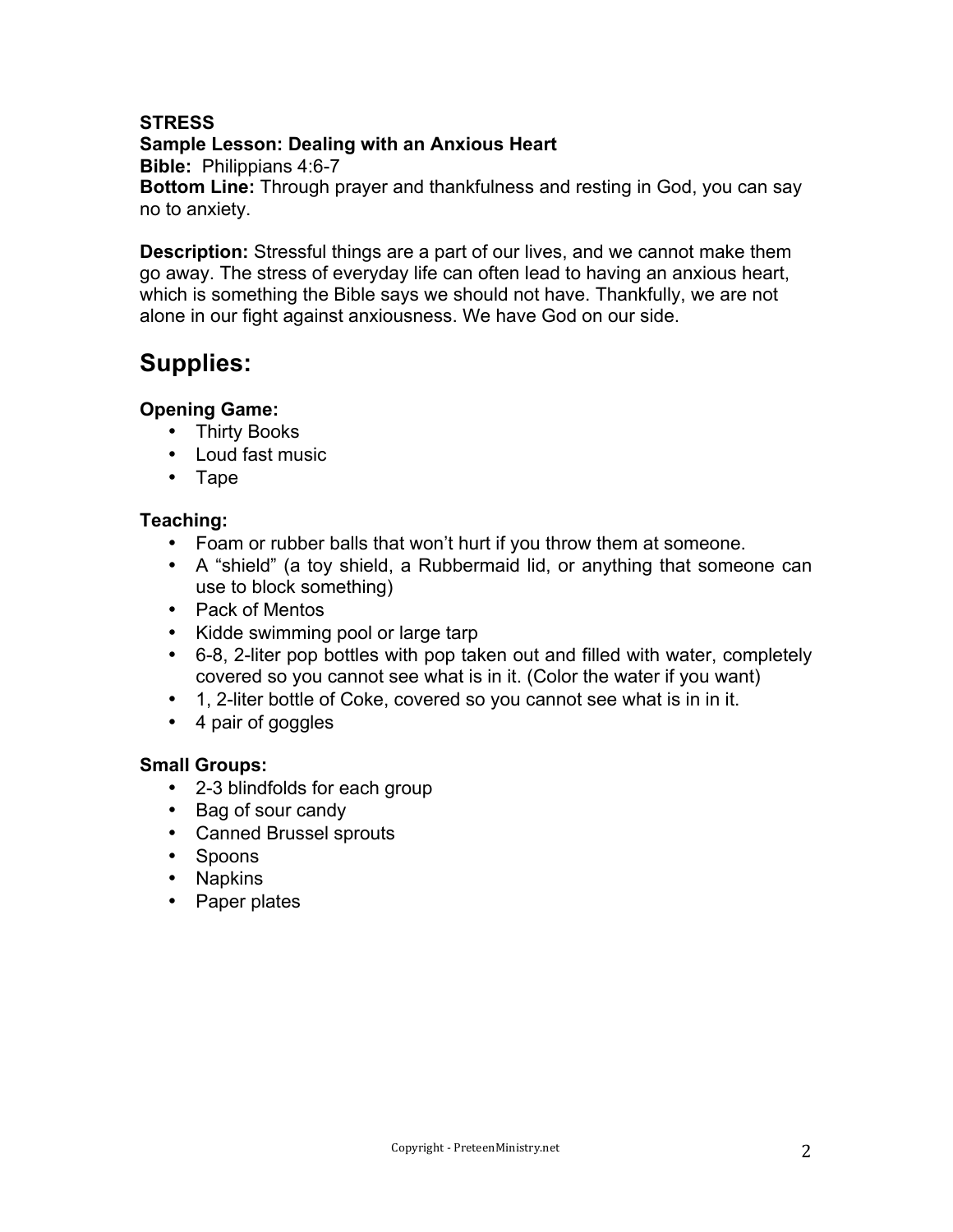**STRESS**

**Sample Lesson: Dealing with an Anxious Heart**

**Bible:** Philippians 4:6-7

**Bottom Line:** Through prayer and thankfulness and resting in God, you can say no to anxiety.

**Description:** Stressful things are a part of our lives, and we cannot make them go away. The stress of everyday life can often lead to having an anxious heart, which is something the Bible says we should not have. Thankfully, we are not alone in our fight against anxiousness. We have God on our side.

## Supplies:

### Opening Game:

- Thirty Books
- Loud fast music
- Tape

### Teaching:

- Foam or rubber balls that won't hurt if you throw them at someone.
- A "shield" (a toy shield, a Rubbermaid lid, or anything that someone can use to block something)
- Pack of Mentos
- Kidde swimming pool or large tarp
- 6-8, 2-liter pop bottles with pop taken out and filled with water, completely covered so you cannot see what is in it. (Color the water if you want)
- 1, 2-liter bottle of Coke, covered so you cannot see what is in in it.
- 4 pair of goggles

### Small Groups:

- 2-3 blindfolds for each group
- Bag of sour candy
- Canned Brussel sprouts
- Spoons
- Napkins
- Paper plates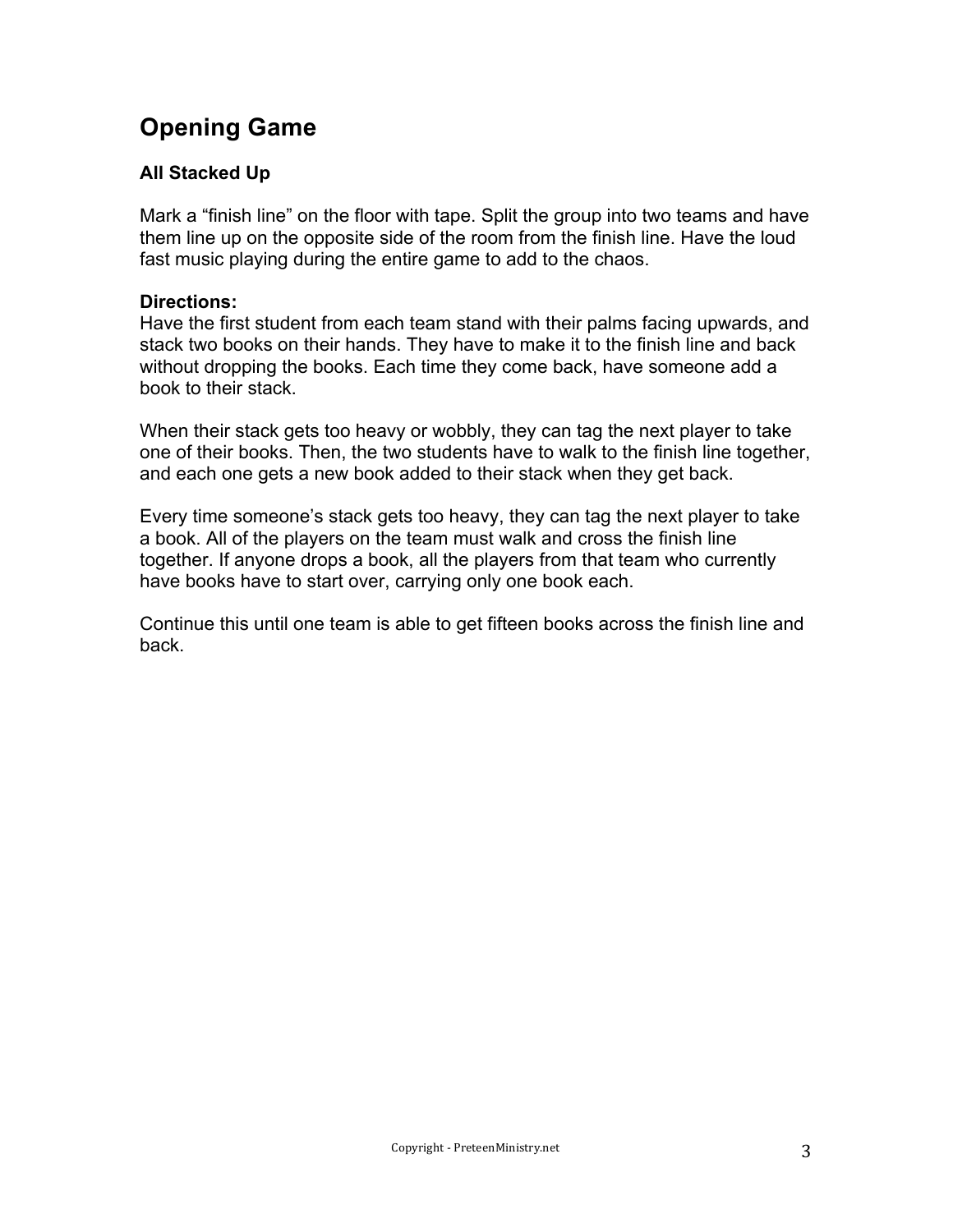## Opening Game

### All Stacked Up

Mark a "finish line" on the floor with tape. Split the group into two teams and have them line up on the opposite side of the room from the finish line. Have the loud fast music playing during the entire game to add to the chaos.

**Directions:**

Have the first student from each team stand with their palms facing upwards, and stack two books on their hands. They have to make it to the finish line and back without dropping the books. Each time they come back, have someone add a book to their stack.

When their stack gets too heavy or wobbly, they can tag the next player to take one of their books. Then, the two students have to walk to the finish line together, and each one gets a new book added to their stack when they get back.

Every time someone's stack gets too heavy, they can tag the next player to take a book. All of the players on the team must walk and cross the finish line together. If anyone drops a book, all the players from that team who currently have books have to start over, carrying only one book each.

Continue this until one team is able to get fifteen books across the finish line and back.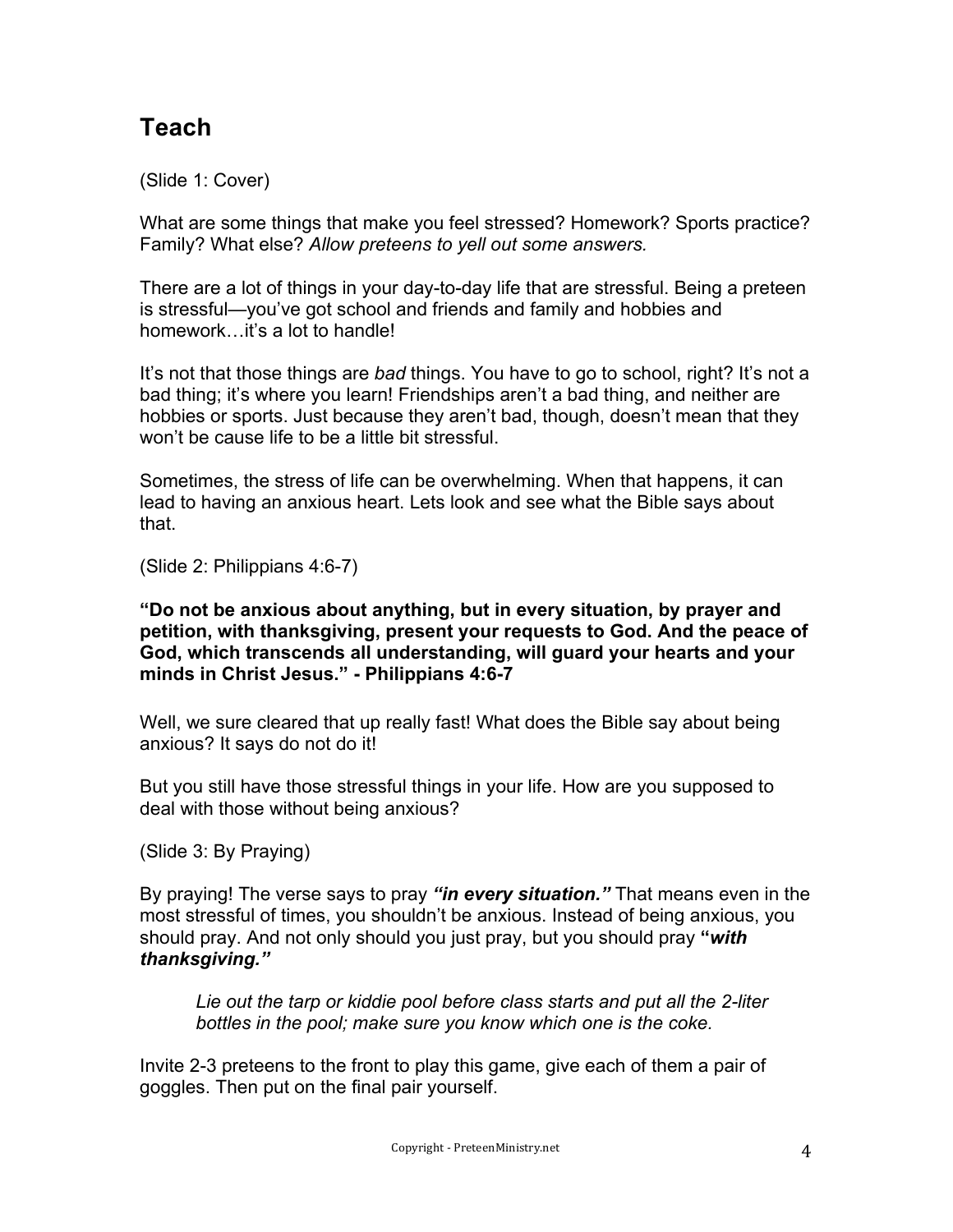## Teach

(Slide 1: Cover)

What are some things that make you feel stressed? Homework? Sports practice? Family? What else? *Allow preteens to yell out some answers.*

There are a lot of things in your day-to-day life that are stressful. Being a preteen is stressful—you've got school and friends and family and hobbies and homework…it's a lot to handle!

It's not that those things are *bad* things. You have to go to school, right? It's not a bad thing; it's where you learn! Friendships aren't a bad thing, and neither are hobbies or sports. Just because they aren't bad, though, doesn't mean that they won't be cause life to be a little bit stressful.

Sometimes, the stress of life can be overwhelming. When that happens, it can lead to having an anxious heart. Lets look and see what the Bible says about that.

(Slide 2: Philippians 4:6-7)

**"Do not be anxious about anything, but in every situation, by prayer and petition, with thanksgiving, present your requests to God. And the peace of God, which transcends all understanding, will guard your hearts and your minds in Christ Jesus." - Philippians 4:6-7**

Well, we sure cleared that up really fast! What does the Bible say about being anxious? It says do not do it!

But you still have those stressful things in your life. How are you supposed to deal with those without being anxious?

(Slide 3: By Praying)

By praying! The verse says to pray ***"in every situation."*** That means even in the most stressful of times, you shouldn't be anxious. Instead of being anxious, you should pray. And not only should you just pray, but you should pray **"*with thanksgiving."***

> *Lie out the tarp or kiddie pool before class starts and put all the 2-liter bottles in the pool; make sure you know which one is the coke.*

Invite 2-3 preteens to the front to play this game, give each of them a pair of goggles. Then put on the final pair yourself.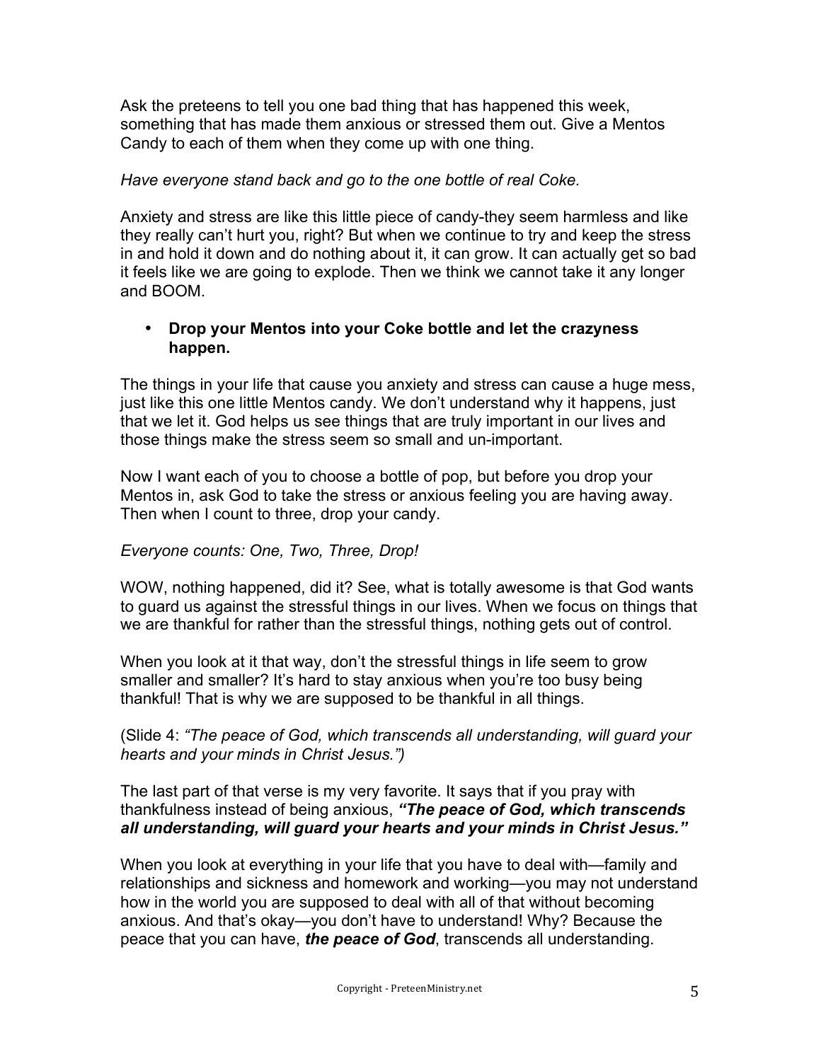Ask the preteens to tell you one bad thing that has happened this week, something that has made them anxious or stressed them out. Give a Mentos Candy to each of them when they come up with one thing.

*Have everyone stand back and go to the one bottle of real Coke.*

Anxiety and stress are like this little piece of candy-they seem harmless and like they really can't hurt you, right? But when we continue to try and keep the stress in and hold it down and do nothing about it, it can grow. It can actually get so bad it feels like we are going to explode. Then we think we cannot take it any longer and BOOM.

- **Drop your Mentos into your Coke bottle and let the crazyness happen.**

The things in your life that cause you anxiety and stress can cause a huge mess, just like this one little Mentos candy. We don't understand why it happens, just that we let it. God helps us see things that are truly important in our lives and those things make the stress seem so small and un-important.

Now I want each of you to choose a bottle of pop, but before you drop your Mentos in, ask God to take the stress or anxious feeling you are having away. Then when I count to three, drop your candy.

*Everyone counts: One, Two, Three, Drop!*

WOW, nothing happened, did it? See, what is totally awesome is that God wants to guard us against the stressful things in our lives. When we focus on things that we are thankful for rather than the stressful things, nothing gets out of control.

When you look at it that way, don't the stressful things in life seem to grow smaller and smaller? It's hard to stay anxious when you're too busy being thankful! That is why we are supposed to be thankful in all things.

(Slide 4: *"The peace of God, which transcends all understanding, will guard your hearts and your minds in Christ Jesus."*)

The last part of that verse is my very favorite. It says that if you pray with thankfulness instead of being anxious, ***"The peace of God, which transcends all understanding, will guard your hearts and your minds in Christ Jesus."***

When you look at everything in your life that you have to deal with—family and relationships and sickness and homework and working—you may not understand how in the world you are supposed to deal with all of that without becoming anxious. And that's okay—you don't have to understand! Why? Because the peace that you can have, ***the peace of God***, transcends all understanding.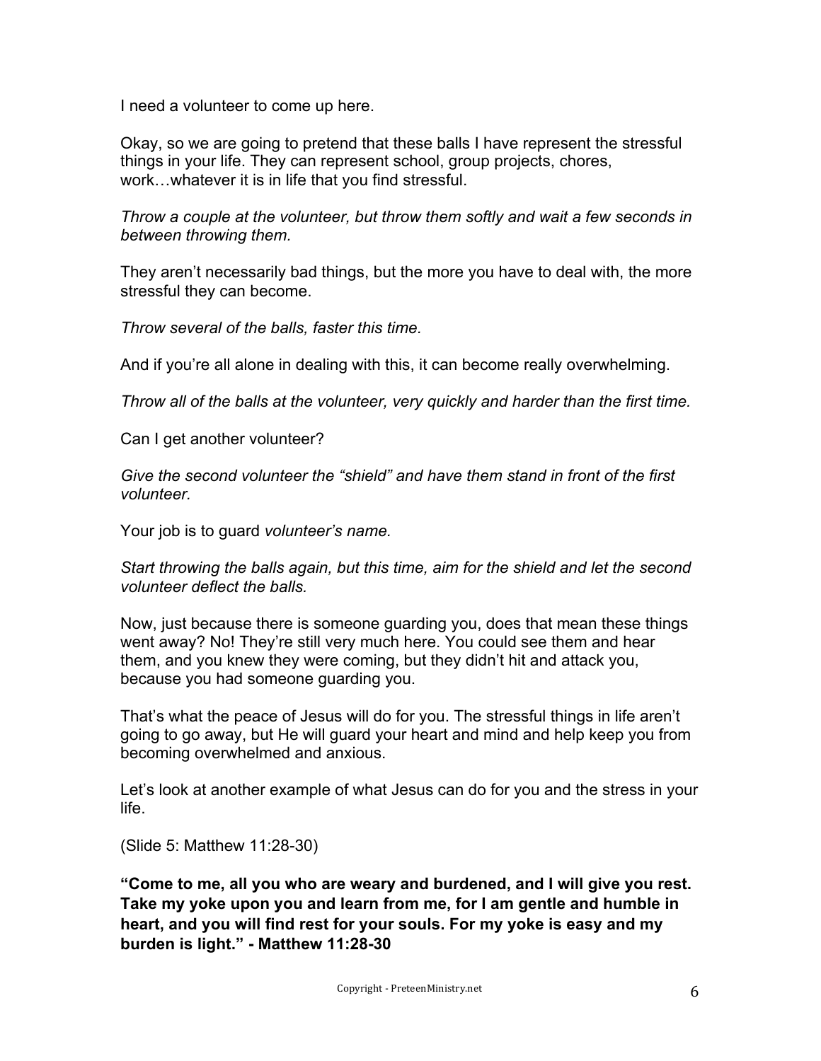I need a volunteer to come up here.

Okay, so we are going to pretend that these balls I have represent the stressful things in your life. They can represent school, group projects, chores, work…whatever it is in life that you find stressful.

*Throw a couple at the volunteer, but throw them softly and wait a few seconds in between throwing them.*

They aren't necessarily bad things, but the more you have to deal with, the more stressful they can become.

*Throw several of the balls, faster this time.*

And if you're all alone in dealing with this, it can become really overwhelming.

*Throw all of the balls at the volunteer, very quickly and harder than the first time.*

Can I get another volunteer?

*Give the second volunteer the "shield" and have them stand in front of the first volunteer.*

Your job is to guard *volunteer's name.*

*Start throwing the balls again, but this time, aim for the shield and let the second volunteer deflect the balls.*

Now, just because there is someone guarding you, does that mean these things went away? No! They're still very much here. You could see them and hear them, and you knew they were coming, but they didn't hit and attack you, because you had someone guarding you.

That's what the peace of Jesus will do for you. The stressful things in life aren't going to go away, but He will guard your heart and mind and help keep you from becoming overwhelmed and anxious.

Let's look at another example of what Jesus can do for you and the stress in your life.

(Slide 5: Matthew 11:28-30)

**"Come to me, all you who are weary and burdened, and I will give you rest. Take my yoke upon you and learn from me, for I am gentle and humble in heart, and you will find rest for your souls. For my yoke is easy and my burden is light." - Matthew 11:28-30**

Copyright - PreteenMinistry.net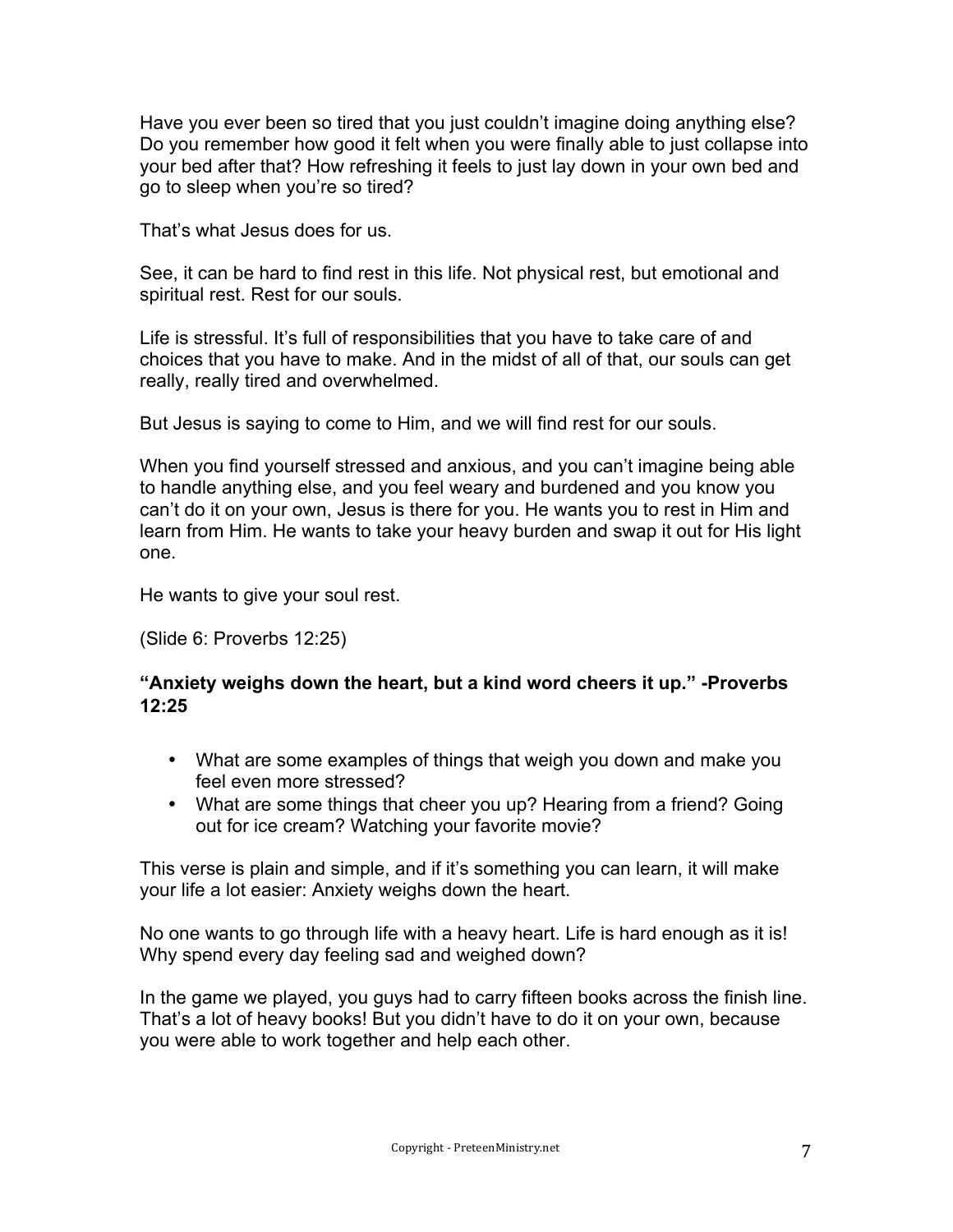Have you ever been so tired that you just couldn't imagine doing anything else? Do you remember how good it felt when you were finally able to just collapse into your bed after that? How refreshing it feels to just lay down in your own bed and go to sleep when you're so tired?

That's what Jesus does for us.

See, it can be hard to find rest in this life. Not physical rest, but emotional and spiritual rest. Rest for our souls.

Life is stressful. It's full of responsibilities that you have to take care of and choices that you have to make. And in the midst of all of that, our souls can get really, really tired and overwhelmed.

But Jesus is saying to come to Him, and we will find rest for our souls.

When you find yourself stressed and anxious, and you can't imagine being able to handle anything else, and you feel weary and burdened and you know you can't do it on your own, Jesus is there for you. He wants you to rest in Him and learn from Him. He wants to take your heavy burden and swap it out for His light one.

He wants to give your soul rest.

(Slide 6: Proverbs 12:25)

**"Anxiety weighs down the heart, but a kind word cheers it up." -Proverbs 12:25**

- What are some examples of things that weigh you down and make you feel even more stressed?
- What are some things that cheer you up? Hearing from a friend? Going out for ice cream? Watching your favorite movie?

This verse is plain and simple, and if it's something you can learn, it will make your life a lot easier: Anxiety weighs down the heart.

No one wants to go through life with a heavy heart. Life is hard enough as it is! Why spend every day feeling sad and weighed down?

In the game we played, you guys had to carry fifteen books across the finish line. That's a lot of heavy books! But you didn't have to do it on your own, because you were able to work together and help each other.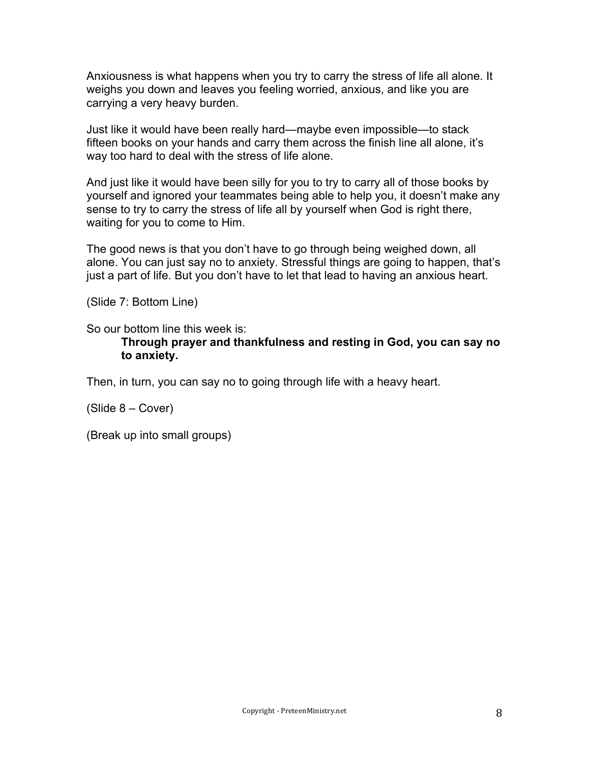Anxiousness is what happens when you try to carry the stress of life all alone. It weighs you down and leaves you feeling worried, anxious, and like you are carrying a very heavy burden.

Just like it would have been really hard—maybe even impossible—to stack fifteen books on your hands and carry them across the finish line all alone, it's way too hard to deal with the stress of life alone.

And just like it would have been silly for you to try to carry all of those books by yourself and ignored your teammates being able to help you, it doesn't make any sense to try to carry the stress of life all by yourself when God is right there, waiting for you to come to Him.

The good news is that you don't have to go through being weighed down, all alone. You can just say no to anxiety. Stressful things are going to happen, that's just a part of life. But you don't have to let that lead to having an anxious heart.

(Slide 7: Bottom Line)

So our bottom line this week is:

> **Through prayer and thankfulness and resting in God, you can say no to anxiety.**

Then, in turn, you can say no to going through life with a heavy heart.

(Slide 8 – Cover)

(Break up into small groups)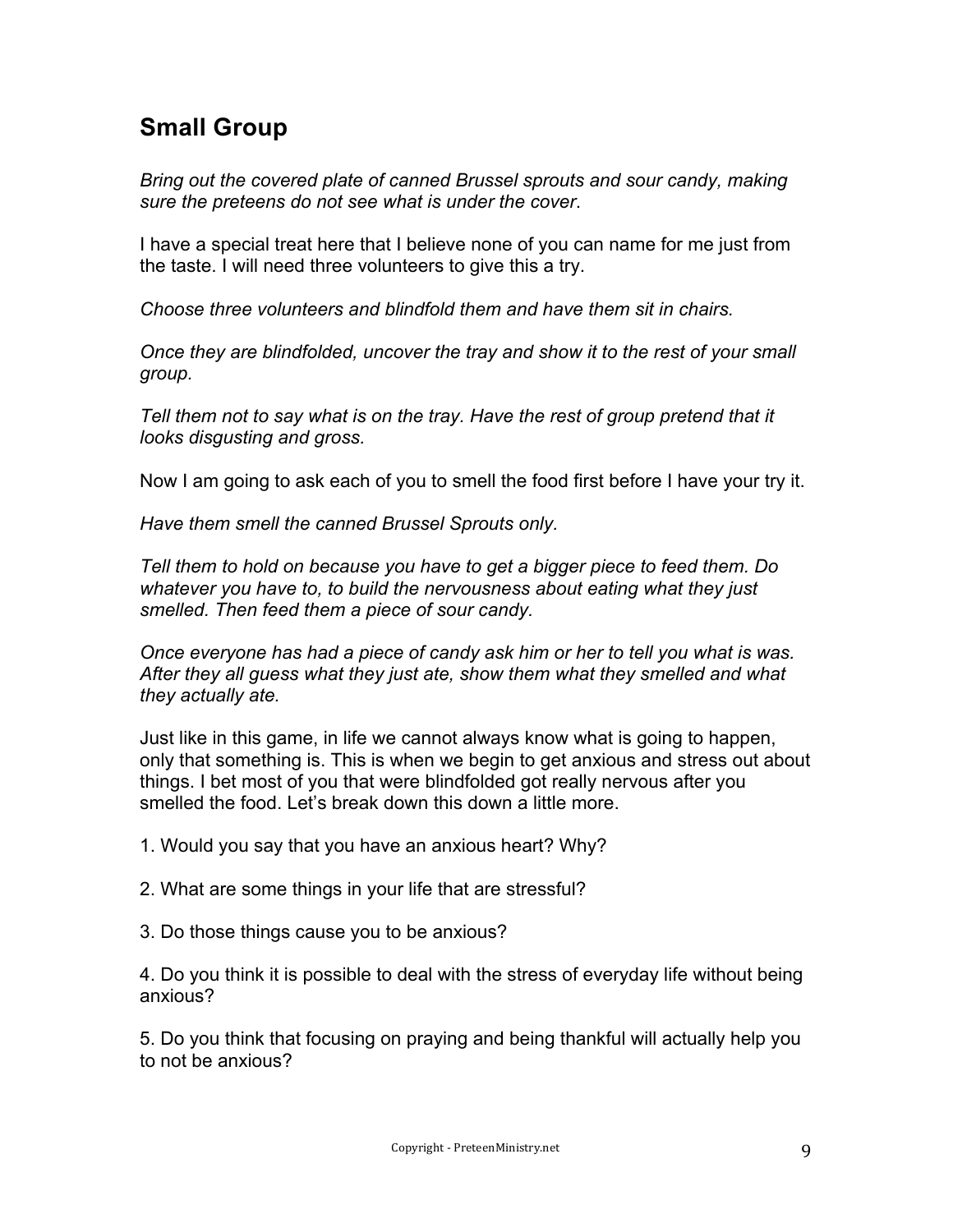## Small Group

*Bring out the covered plate of canned Brussel sprouts and sour candy, making sure the preteens do not see what is under the cover.*

I have a special treat here that I believe none of you can name for me just from the taste. I will need three volunteers to give this a try.

*Choose three volunteers and blindfold them and have them sit in chairs.*

*Once they are blindfolded, uncover the tray and show it to the rest of your small group.*

*Tell them not to say what is on the tray. Have the rest of group pretend that it looks disgusting and gross.*

Now I am going to ask each of you to smell the food first before I have your try it.

*Have them smell the canned Brussel Sprouts only.*

*Tell them to hold on because you have to get a bigger piece to feed them. Do whatever you have to, to build the nervousness about eating what they just smelled. Then feed them a piece of sour candy.*

*Once everyone has had a piece of candy ask him or her to tell you what is was. After they all guess what they just ate, show them what they smelled and what they actually ate.*

Just like in this game, in life we cannot always know what is going to happen, only that something is. This is when we begin to get anxious and stress out about things. I bet most of you that were blindfolded got really nervous after you smelled the food. Let's break down this down a little more.

1. Would you say that you have an anxious heart? Why?

2. What are some things in your life that are stressful?

3. Do those things cause you to be anxious?

4. Do you think it is possible to deal with the stress of everyday life without being anxious?

5. Do you think that focusing on praying and being thankful will actually help you to not be anxious?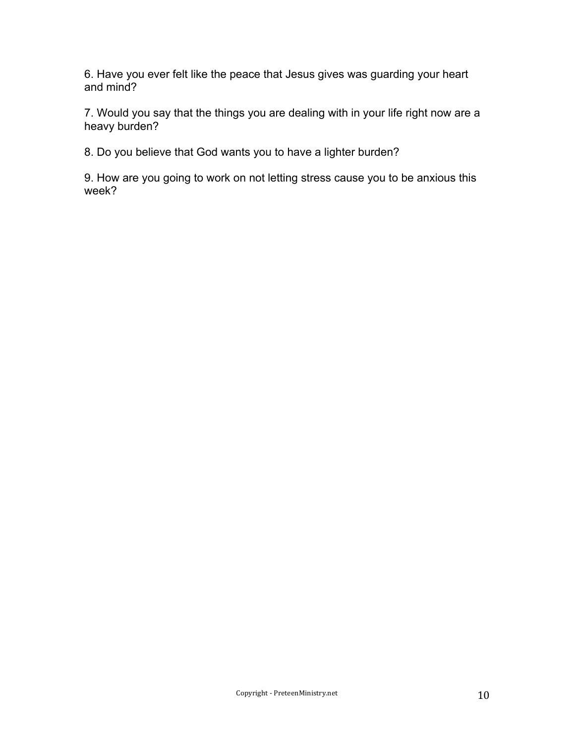6. Have you ever felt like the peace that Jesus gives was guarding your heart and mind?

7. Would you say that the things you are dealing with in your life right now are a heavy burden?

8. Do you believe that God wants you to have a lighter burden?

9. How are you going to work on not letting stress cause you to be anxious this week?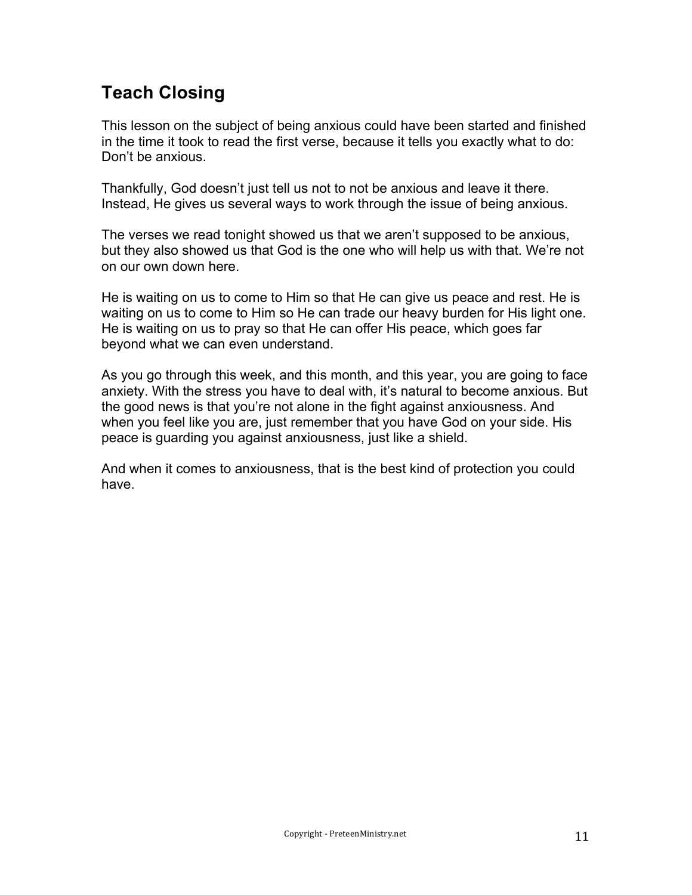## Teach Closing

This lesson on the subject of being anxious could have been started and finished in the time it took to read the first verse, because it tells you exactly what to do: Don't be anxious.

Thankfully, God doesn't just tell us not to not be anxious and leave it there. Instead, He gives us several ways to work through the issue of being anxious.

The verses we read tonight showed us that we aren't supposed to be anxious, but they also showed us that God is the one who will help us with that. We're not on our own down here.

He is waiting on us to come to Him so that He can give us peace and rest. He is waiting on us to come to Him so He can trade our heavy burden for His light one. He is waiting on us to pray so that He can offer His peace, which goes far beyond what we can even understand.

As you go through this week, and this month, and this year, you are going to face anxiety. With the stress you have to deal with, it's natural to become anxious. But the good news is that you're not alone in the fight against anxiousness. And when you feel like you are, just remember that you have God on your side. His peace is guarding you against anxiousness, just like a shield.

And when it comes to anxiousness, that is the best kind of protection you could have.

Copyright - PreteenMinistry.net